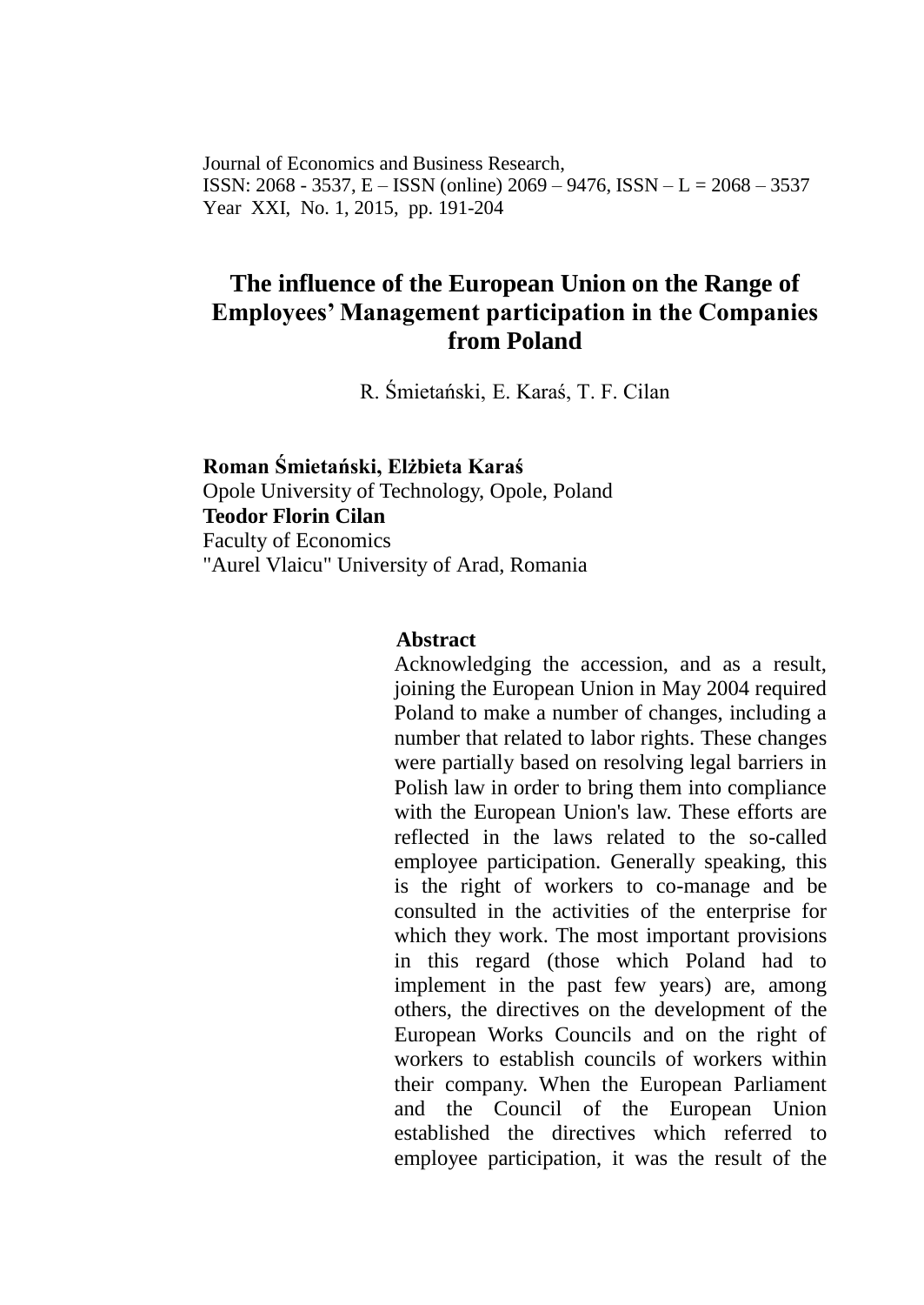Journal of Economics and Business Research,
ISSN: 2068 - 3537, E – ISSN (online) 2069 – 9476, ISSN – L = 2068 – 3537
Year XXI, No. 1, 2015, pp. 191-204

# The influence of the European Union on the Range of Employees' Management participation in the Companies from Poland

R. Śmietański, E. Karaś, T. F. Cilan

**Roman Śmietański, Elżbieta Karaś**
Opole University of Technology, Opole, Poland
**Teodor Florin Cilan**
Faculty of Economics
"Aurel Vlaicu" University of Arad, Romania

**Abstract**

Acknowledging the accession, and as a result, joining the European Union in May 2004 required Poland to make a number of changes, including a number that related to labor rights. These changes were partially based on resolving legal barriers in Polish law in order to bring them into compliance with the European Union's law. These efforts are reflected in the laws related to the so-called employee participation. Generally speaking, this is the right of workers to co-manage and be consulted in the activities of the enterprise for which they work. The most important provisions in this regard (those which Poland had to implement in the past few years) are, among others, the directives on the development of the European Works Councils and on the right of workers to establish councils of workers within their company. When the European Parliament and the Council of the European Union established the directives which referred to employee participation, it was the result of the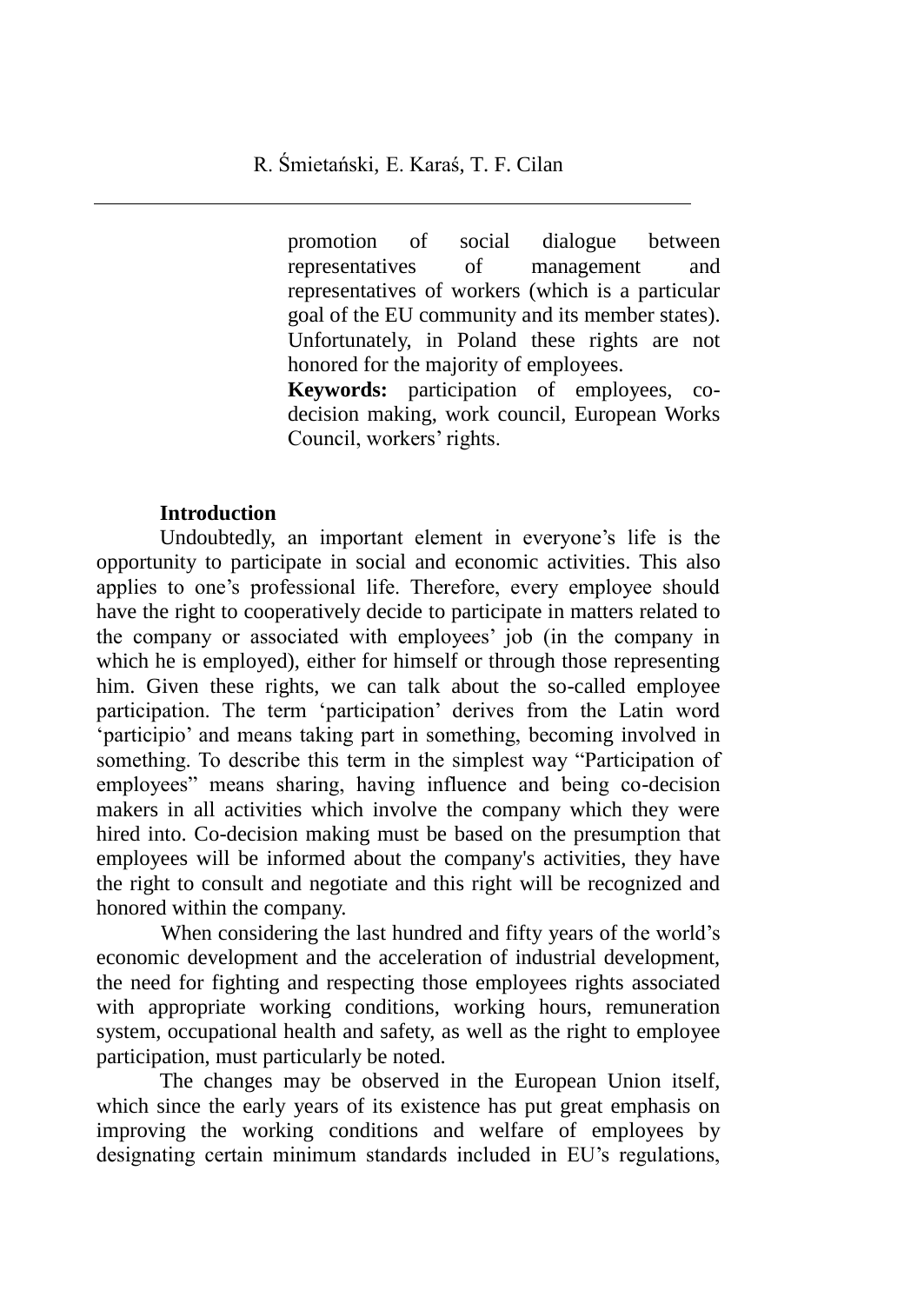promotion of social dialogue between representatives of management and representatives of workers (which is a particular goal of the EU community and its member states). Unfortunately, in Poland these rights are not honored for the majority of employees.

**Keywords:** participation of employees, co-decision making, work council, European Works Council, workers' rights.

## Introduction

Undoubtedly, an important element in everyone's life is the opportunity to participate in social and economic activities. This also applies to one's professional life. Therefore, every employee should have the right to cooperatively decide to participate in matters related to the company or associated with employees' job (in the company in which he is employed), either for himself or through those representing him. Given these rights, we can talk about the so-called employee participation. The term 'participation' derives from the Latin word 'participio' and means taking part in something, becoming involved in something. To describe this term in the simplest way "Participation of employees" means sharing, having influence and being co-decision makers in all activities which involve the company which they were hired into. Co-decision making must be based on the presumption that employees will be informed about the company's activities, they have the right to consult and negotiate and this right will be recognized and honored within the company.

When considering the last hundred and fifty years of the world's economic development and the acceleration of industrial development, the need for fighting and respecting those employees rights associated with appropriate working conditions, working hours, remuneration system, occupational health and safety, as well as the right to employee participation, must particularly be noted.

The changes may be observed in the European Union itself, which since the early years of its existence has put great emphasis on improving the working conditions and welfare of employees by designating certain minimum standards included in EU's regulations,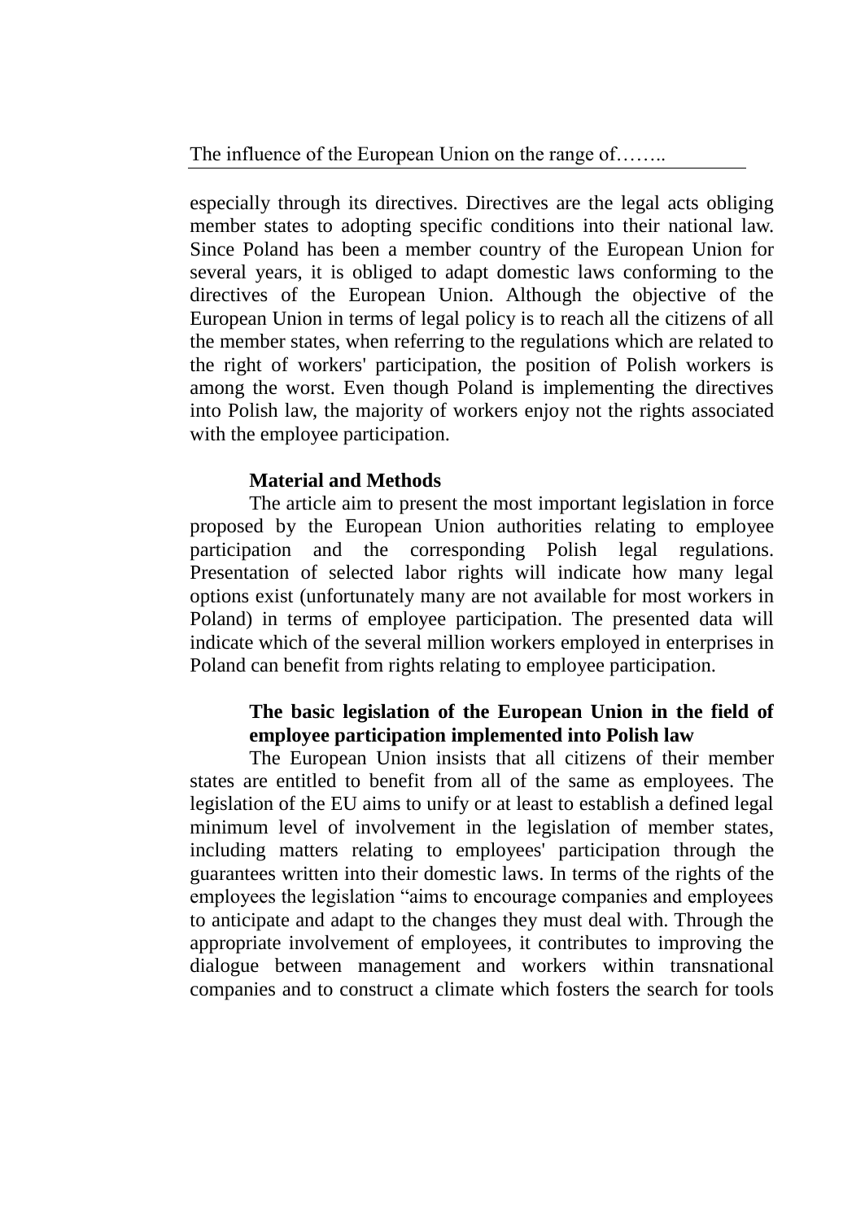especially through its directives. Directives are the legal acts obliging member states to adopting specific conditions into their national law. Since Poland has been a member country of the European Union for several years, it is obliged to adapt domestic laws conforming to the directives of the European Union. Although the objective of the European Union in terms of legal policy is to reach all the citizens of all the member states, when referring to the regulations which are related to the right of workers' participation, the position of Polish workers is among the worst. Even though Poland is implementing the directives into Polish law, the majority of workers enjoy not the rights associated with the employee participation.

## Material and Methods

The article aim to present the most important legislation in force proposed by the European Union authorities relating to employee participation and the corresponding Polish legal regulations. Presentation of selected labor rights will indicate how many legal options exist (unfortunately many are not available for most workers in Poland) in terms of employee participation. The presented data will indicate which of the several million workers employed in enterprises in Poland can benefit from rights relating to employee participation.

## The basic legislation of the European Union in the field of employee participation implemented into Polish law

The European Union insists that all citizens of their member states are entitled to benefit from all of the same as employees. The legislation of the EU aims to unify or at least to establish a defined legal minimum level of involvement in the legislation of member states, including matters relating to employees' participation through the guarantees written into their domestic laws. In terms of the rights of the employees the legislation "aims to encourage companies and employees to anticipate and adapt to the changes they must deal with. Through the appropriate involvement of employees, it contributes to improving the dialogue between management and workers within transnational companies and to construct a climate which fosters the search for tools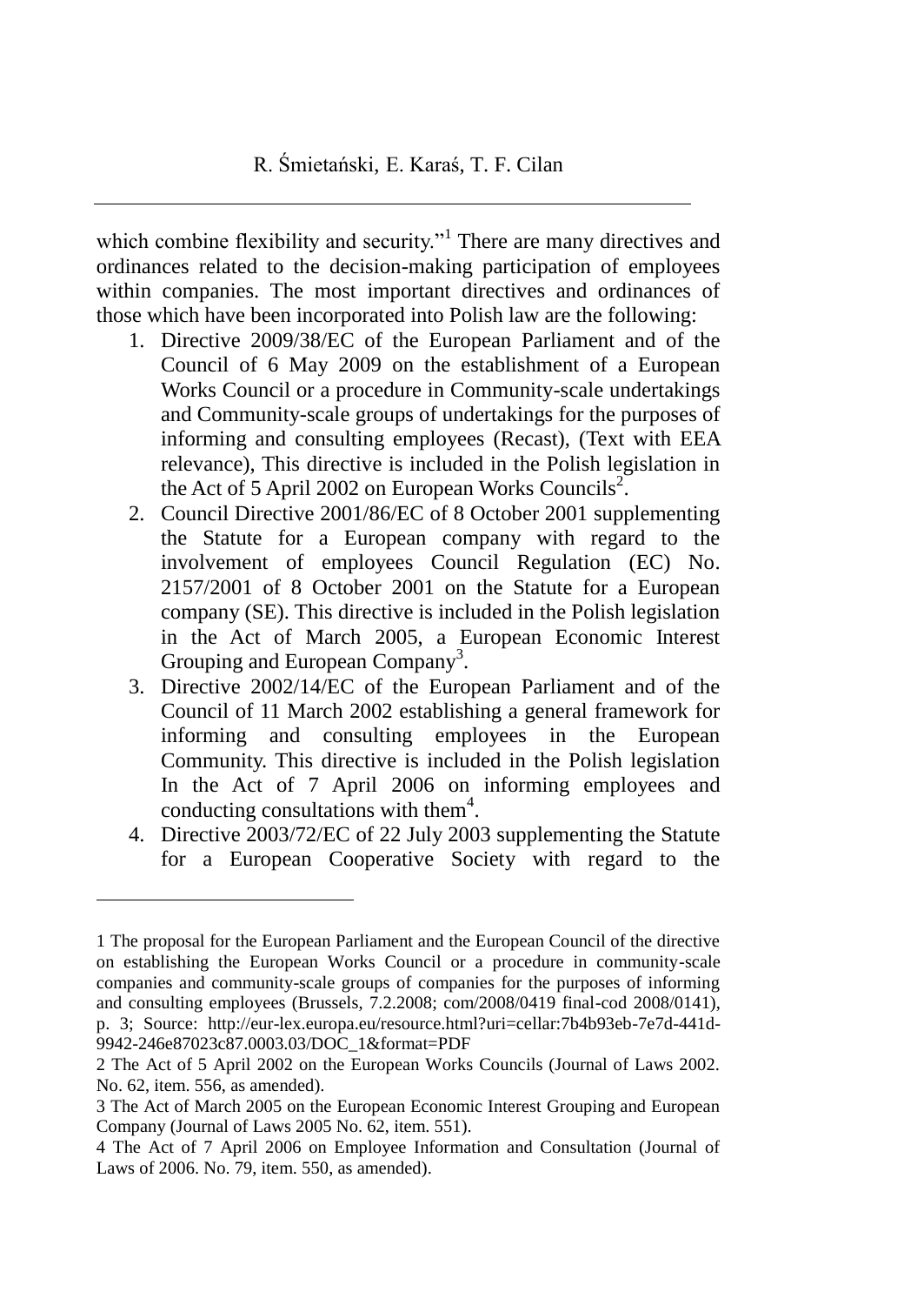which combine flexibility and security."[1] There are many directives and ordinances related to the decision-making participation of employees within companies. The most important directives and ordinances of those which have been incorporated into Polish law are the following:

1. Directive 2009/38/EC of the European Parliament and of the Council of 6 May 2009 on the establishment of a European Works Council or a procedure in Community-scale undertakings and Community-scale groups of undertakings for the purposes of informing and consulting employees (Recast), (Text with EEA relevance), This directive is included in the Polish legislation in the Act of 5 April 2002 on European Works Councils[2].
2. Council Directive 2001/86/EC of 8 October 2001 supplementing the Statute for a European company with regard to the involvement of employees Council Regulation (EC) No. 2157/2001 of 8 October 2001 on the Statute for a European company (SE). This directive is included in the Polish legislation in the Act of March 2005, a European Economic Interest Grouping and European Company[3].
3. Directive 2002/14/EC of the European Parliament and of the Council of 11 March 2002 establishing a general framework for informing and consulting employees in the European Community. This directive is included in the Polish legislation In the Act of 7 April 2006 on informing employees and conducting consultations with them[4].
4. Directive 2003/72/EC of 22 July 2003 supplementing the Statute for a European Cooperative Society with regard to the

---

1 The proposal for the European Parliament and the European Council of the directive on establishing the European Works Council or a procedure in community-scale companies and community-scale groups of companies for the purposes of informing and consulting employees (Brussels, 7.2.2008; com/2008/0419 final-cod 2008/0141), p. 3; Source: http://eur-lex.europa.eu/resource.html?uri=cellar:7b4b93eb-7e7d-441d-9942-246e87023c87.0003.03/DOC_1&format=PDF

2 The Act of 5 April 2002 on the European Works Councils (Journal of Laws 2002. No. 62, item. 556, as amended).

3 The Act of March 2005 on the European Economic Interest Grouping and European Company (Journal of Laws 2005 No. 62, item. 551).

4 The Act of 7 April 2006 on Employee Information and Consultation (Journal of Laws of 2006. No. 79, item. 550, as amended).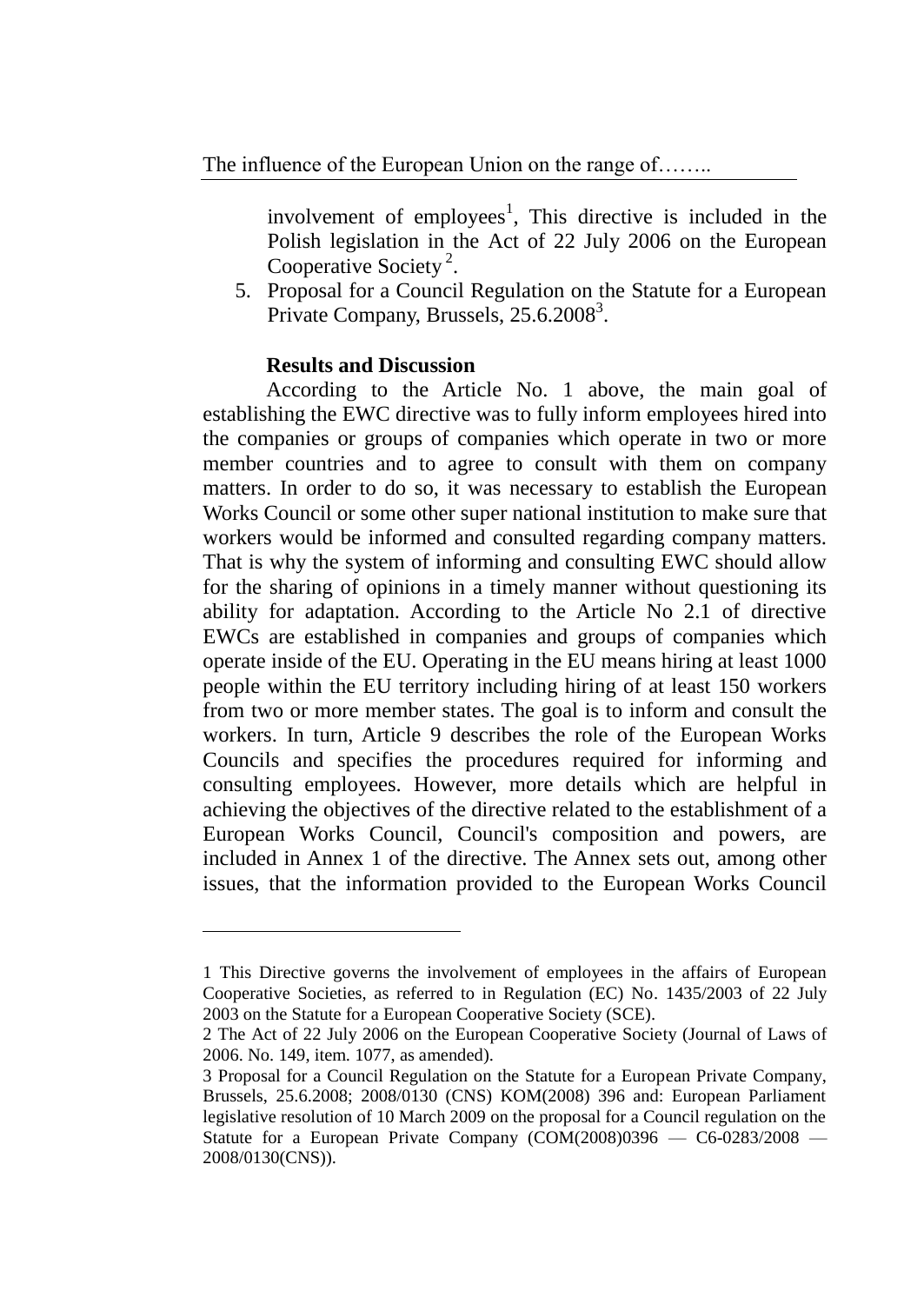involvement of employees[1], This directive is included in the Polish legislation in the Act of 22 July 2006 on the European Cooperative Society[2].

5. Proposal for a Council Regulation on the Statute for a European Private Company, Brussels, 25.6.2008[3].

## Results and Discussion

According to the Article No. 1 above, the main goal of establishing the EWC directive was to fully inform employees hired into the companies or groups of companies which operate in two or more member countries and to agree to consult with them on company matters. In order to do so, it was necessary to establish the European Works Council or some other super national institution to make sure that workers would be informed and consulted regarding company matters. That is why the system of informing and consulting EWC should allow for the sharing of opinions in a timely manner without questioning its ability for adaptation. According to the Article No 2.1 of directive EWCs are established in companies and groups of companies which operate inside of the EU. Operating in the EU means hiring at least 1000 people within the EU territory including hiring of at least 150 workers from two or more member states. The goal is to inform and consult the workers. In turn, Article 9 describes the role of the European Works Councils and specifies the procedures required for informing and consulting employees. However, more details which are helpful in achieving the objectives of the directive related to the establishment of a European Works Council, Council's composition and powers, are included in Annex 1 of the directive. The Annex sets out, among other issues, that the information provided to the European Works Council

---

1 This Directive governs the involvement of employees in the affairs of European Cooperative Societies, as referred to in Regulation (EC) No. 1435/2003 of 22 July 2003 on the Statute for a European Cooperative Society (SCE).

2 The Act of 22 July 2006 on the European Cooperative Society (Journal of Laws of 2006. No. 149, item. 1077, as amended).

3 Proposal for a Council Regulation on the Statute for a European Private Company, Brussels, 25.6.2008; 2008/0130 (CNS) KOM(2008) 396 and: European Parliament legislative resolution of 10 March 2009 on the proposal for a Council regulation on the Statute for a European Private Company (COM(2008)0396 — C6-0283/2008 — 2008/0130(CNS)).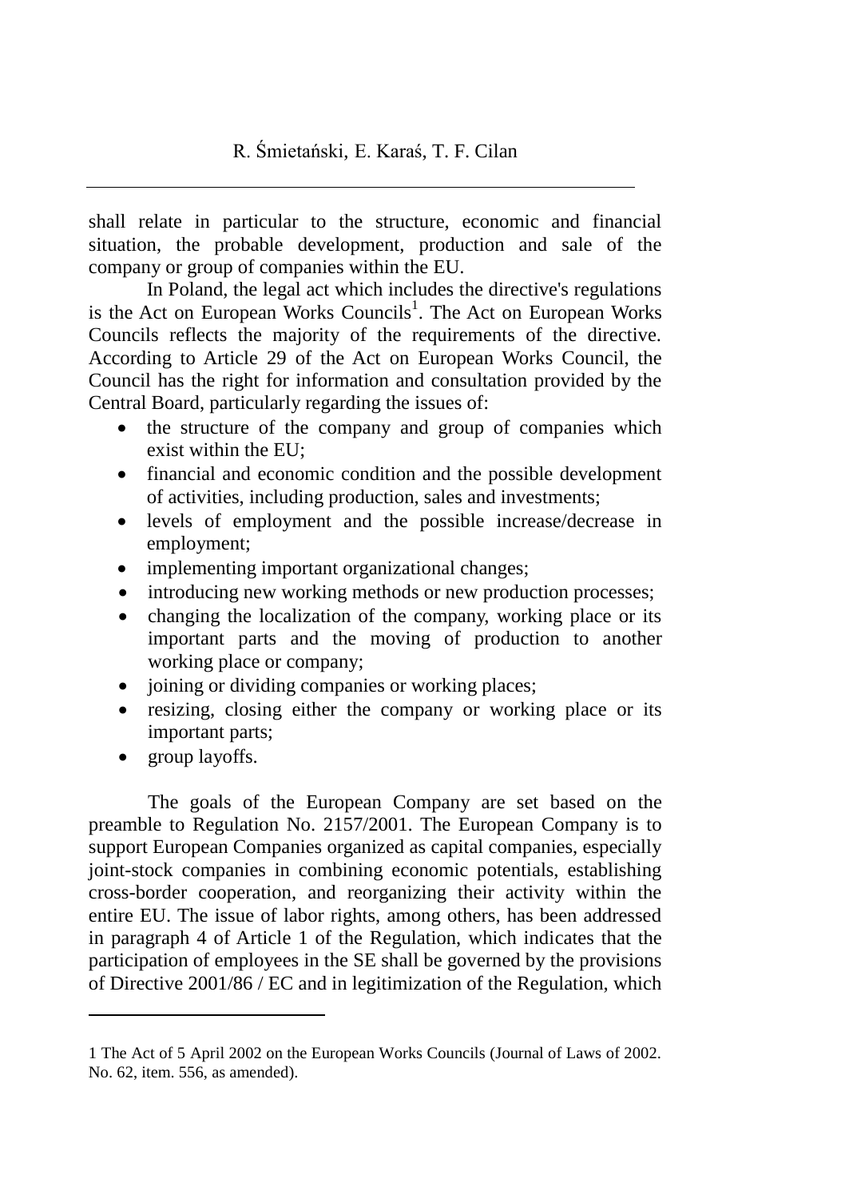shall relate in particular to the structure, economic and financial situation, the probable development, production and sale of the company or group of companies within the EU.

In Poland, the legal act which includes the directive's regulations is the Act on European Works Councils[1]. The Act on European Works Councils reflects the majority of the requirements of the directive. According to Article 29 of the Act on European Works Council, the Council has the right for information and consultation provided by the Central Board, particularly regarding the issues of:

- the structure of the company and group of companies which exist within the EU;
- financial and economic condition and the possible development of activities, including production, sales and investments;
- levels of employment and the possible increase/decrease in employment;
- implementing important organizational changes;
- introducing new working methods or new production processes;
- changing the localization of the company, working place or its important parts and the moving of production to another working place or company;
- joining or dividing companies or working places;
- resizing, closing either the company or working place or its important parts;
- group layoffs.

The goals of the European Company are set based on the preamble to Regulation No. 2157/2001. The European Company is to support European Companies organized as capital companies, especially joint-stock companies in combining economic potentials, establishing cross-border cooperation, and reorganizing their activity within the entire EU. The issue of labor rights, among others, has been addressed in paragraph 4 of Article 1 of the Regulation, which indicates that the participation of employees in the SE shall be governed by the provisions of Directive 2001/86 / EC and in legitimization of the Regulation, which

---

1 The Act of 5 April 2002 on the European Works Councils (Journal of Laws of 2002. No. 62, item. 556, as amended).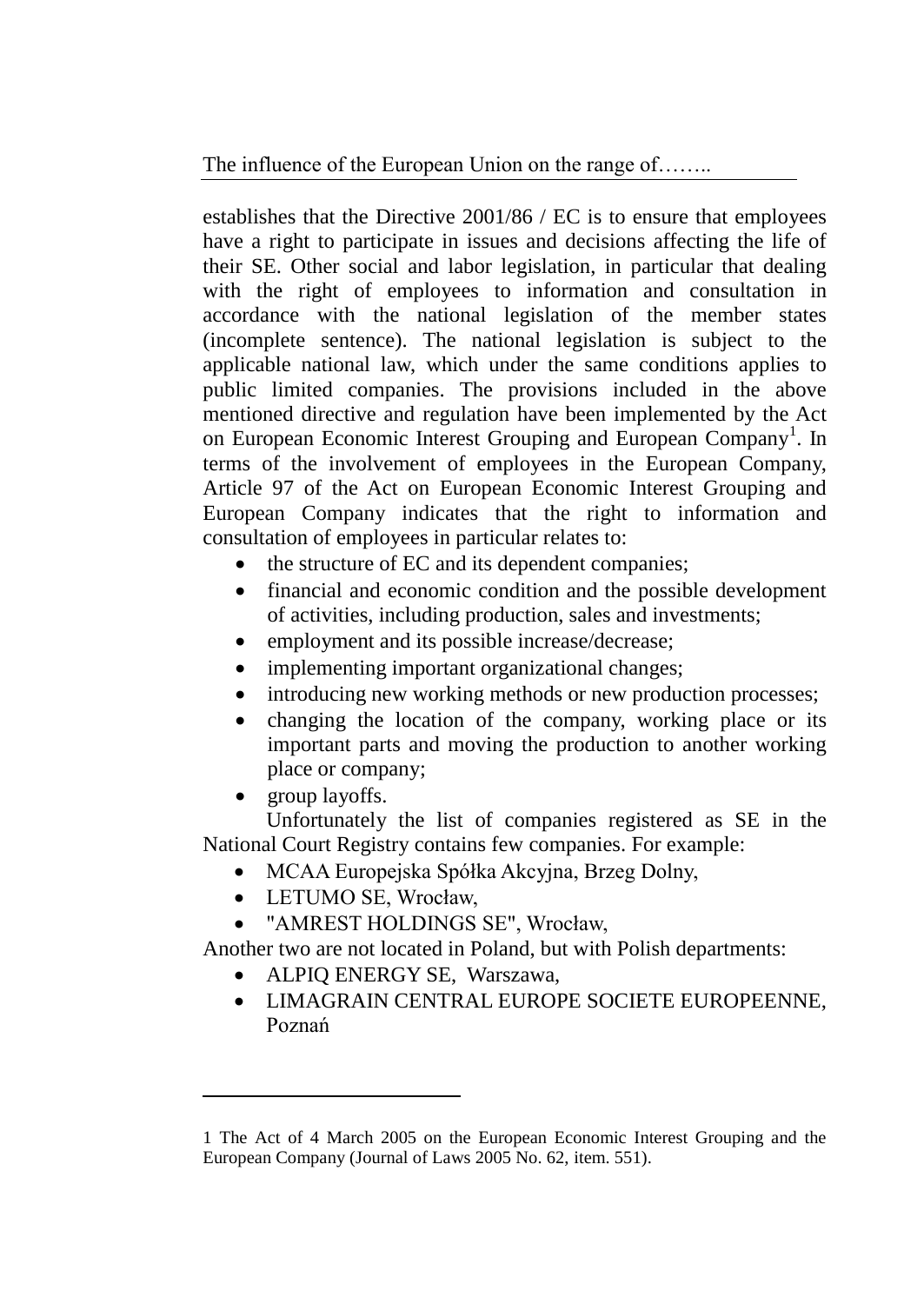establishes that the Directive 2001/86 / EC is to ensure that employees have a right to participate in issues and decisions affecting the life of their SE. Other social and labor legislation, in particular that dealing with the right of employees to information and consultation in accordance with the national legislation of the member states (incomplete sentence). The national legislation is subject to the applicable national law, which under the same conditions applies to public limited companies. The provisions included in the above mentioned directive and regulation have been implemented by the Act on European Economic Interest Grouping and European Company[1]. In terms of the involvement of employees in the European Company, Article 97 of the Act on European Economic Interest Grouping and European Company indicates that the right to information and consultation of employees in particular relates to:

- the structure of EC and its dependent companies;
- financial and economic condition and the possible development of activities, including production, sales and investments;
- employment and its possible increase/decrease;
- implementing important organizational changes;
- introducing new working methods or new production processes;
- changing the location of the company, working place or its important parts and moving the production to another working place or company;
- group layoffs.

Unfortunately the list of companies registered as SE in the National Court Registry contains few companies. For example:

- MCAA Europejska Spółka Akcyjna, Brzeg Dolny,
- LETUMO SE, Wrocław,
- "AMREST HOLDINGS SE", Wrocław,

Another two are not located in Poland, but with Polish departments:

- ALPIQ ENERGY SE, Warszawa,
- LIMAGRAIN CENTRAL EUROPE SOCIETE EUROPEENNE, Poznań

---

1 The Act of 4 March 2005 on the European Economic Interest Grouping and the European Company (Journal of Laws 2005 No. 62, item. 551).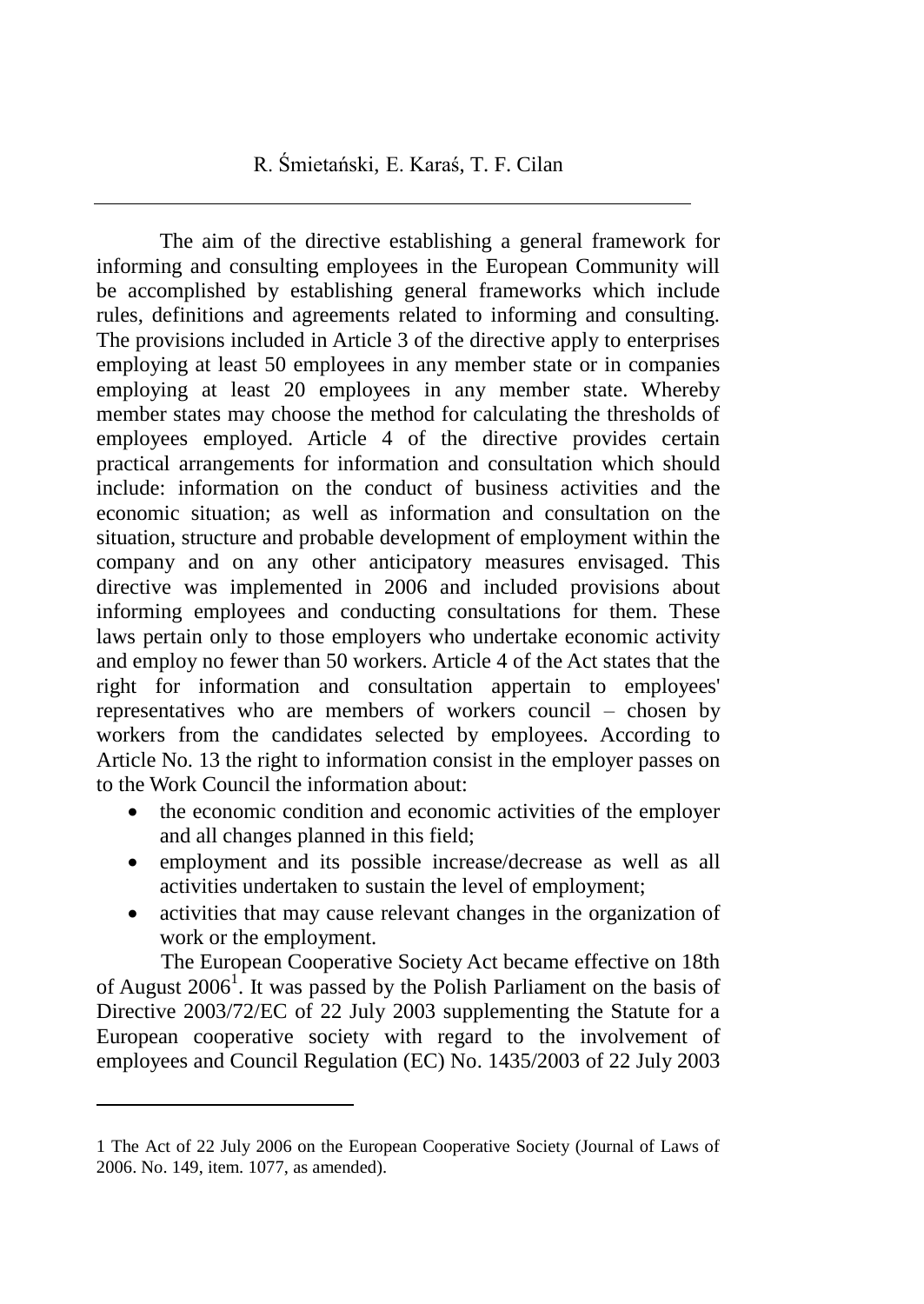The aim of the directive establishing a general framework for informing and consulting employees in the European Community will be accomplished by establishing general frameworks which include rules, definitions and agreements related to informing and consulting. The provisions included in Article 3 of the directive apply to enterprises employing at least 50 employees in any member state or in companies employing at least 20 employees in any member state. Whereby member states may choose the method for calculating the thresholds of employees employed. Article 4 of the directive provides certain practical arrangements for information and consultation which should include: information on the conduct of business activities and the economic situation; as well as information and consultation on the situation, structure and probable development of employment within the company and on any other anticipatory measures envisaged. This directive was implemented in 2006 and included provisions about informing employees and conducting consultations for them. These laws pertain only to those employers who undertake economic activity and employ no fewer than 50 workers. Article 4 of the Act states that the right for information and consultation appertain to employees' representatives who are members of workers council – chosen by workers from the candidates selected by employees. According to Article No. 13 the right to information consist in the employer passes on to the Work Council the information about:

- the economic condition and economic activities of the employer and all changes planned in this field;
- employment and its possible increase/decrease as well as all activities undertaken to sustain the level of employment;
- activities that may cause relevant changes in the organization of work or the employment.

The European Cooperative Society Act became effective on 18th of August 2006[1]. It was passed by the Polish Parliament on the basis of Directive 2003/72/EC of 22 July 2003 supplementing the Statute for a European cooperative society with regard to the involvement of employees and Council Regulation (EC) No. 1435/2003 of 22 July 2003

---

1 The Act of 22 July 2006 on the European Cooperative Society (Journal of Laws of 2006. No. 149, item. 1077, as amended).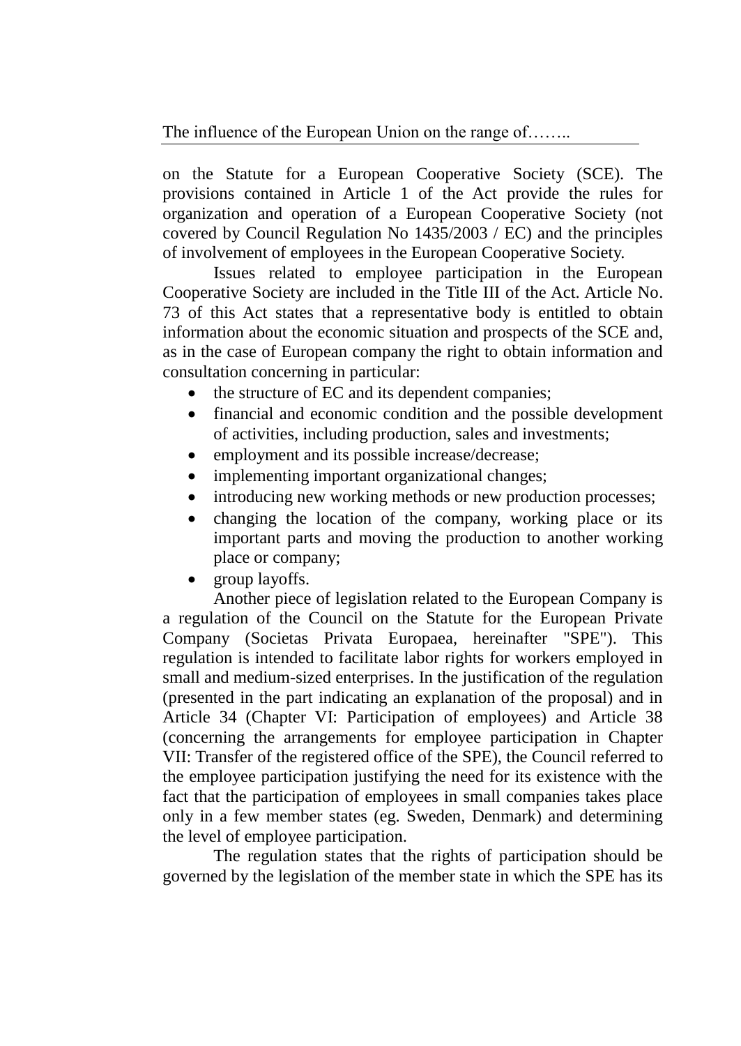on the Statute for a European Cooperative Society (SCE). The provisions contained in Article 1 of the Act provide the rules for organization and operation of a European Cooperative Society (not covered by Council Regulation No 1435/2003 / EC) and the principles of involvement of employees in the European Cooperative Society.

Issues related to employee participation in the European Cooperative Society are included in the Title III of the Act. Article No. 73 of this Act states that a representative body is entitled to obtain information about the economic situation and prospects of the SCE and, as in the case of European company the right to obtain information and consultation concerning in particular:

- the structure of EC and its dependent companies;
- financial and economic condition and the possible development of activities, including production, sales and investments;
- employment and its possible increase/decrease;
- implementing important organizational changes;
- introducing new working methods or new production processes;
- changing the location of the company, working place or its important parts and moving the production to another working place or company;
- group layoffs.

Another piece of legislation related to the European Company is a regulation of the Council on the Statute for the European Private Company (Societas Privata Europaea, hereinafter "SPE"). This regulation is intended to facilitate labor rights for workers employed in small and medium-sized enterprises. In the justification of the regulation (presented in the part indicating an explanation of the proposal) and in Article 34 (Chapter VI: Participation of employees) and Article 38 (concerning the arrangements for employee participation in Chapter VII: Transfer of the registered office of the SPE), the Council referred to the employee participation justifying the need for its existence with the fact that the participation of employees in small companies takes place only in a few member states (eg. Sweden, Denmark) and determining the level of employee participation.

The regulation states that the rights of participation should be governed by the legislation of the member state in which the SPE has its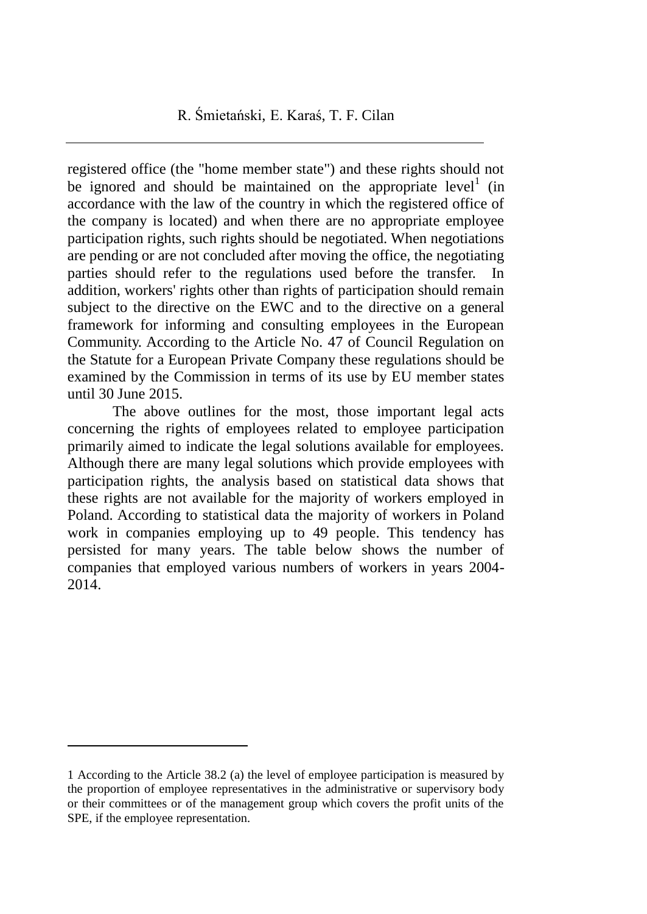registered office (the "home member state") and these rights should not be ignored and should be maintained on the appropriate level[1] (in accordance with the law of the country in which the registered office of the company is located) and when there are no appropriate employee participation rights, such rights should be negotiated. When negotiations are pending or are not concluded after moving the office, the negotiating parties should refer to the regulations used before the transfer. In addition, workers' rights other than rights of participation should remain subject to the directive on the EWC and to the directive on a general framework for informing and consulting employees in the European Community. According to the Article No. 47 of Council Regulation on the Statute for a European Private Company these regulations should be examined by the Commission in terms of its use by EU member states until 30 June 2015.

The above outlines for the most, those important legal acts concerning the rights of employees related to employee participation primarily aimed to indicate the legal solutions available for employees. Although there are many legal solutions which provide employees with participation rights, the analysis based on statistical data shows that these rights are not available for the majority of workers employed in Poland. According to statistical data the majority of workers in Poland work in companies employing up to 49 people. This tendency has persisted for many years. The table below shows the number of companies that employed various numbers of workers in years 2004-2014.

---

1 According to the Article 38.2 (a) the level of employee participation is measured by the proportion of employee representatives in the administrative or supervisory body or their committees or of the management group which covers the profit units of the SPE, if the employee representation.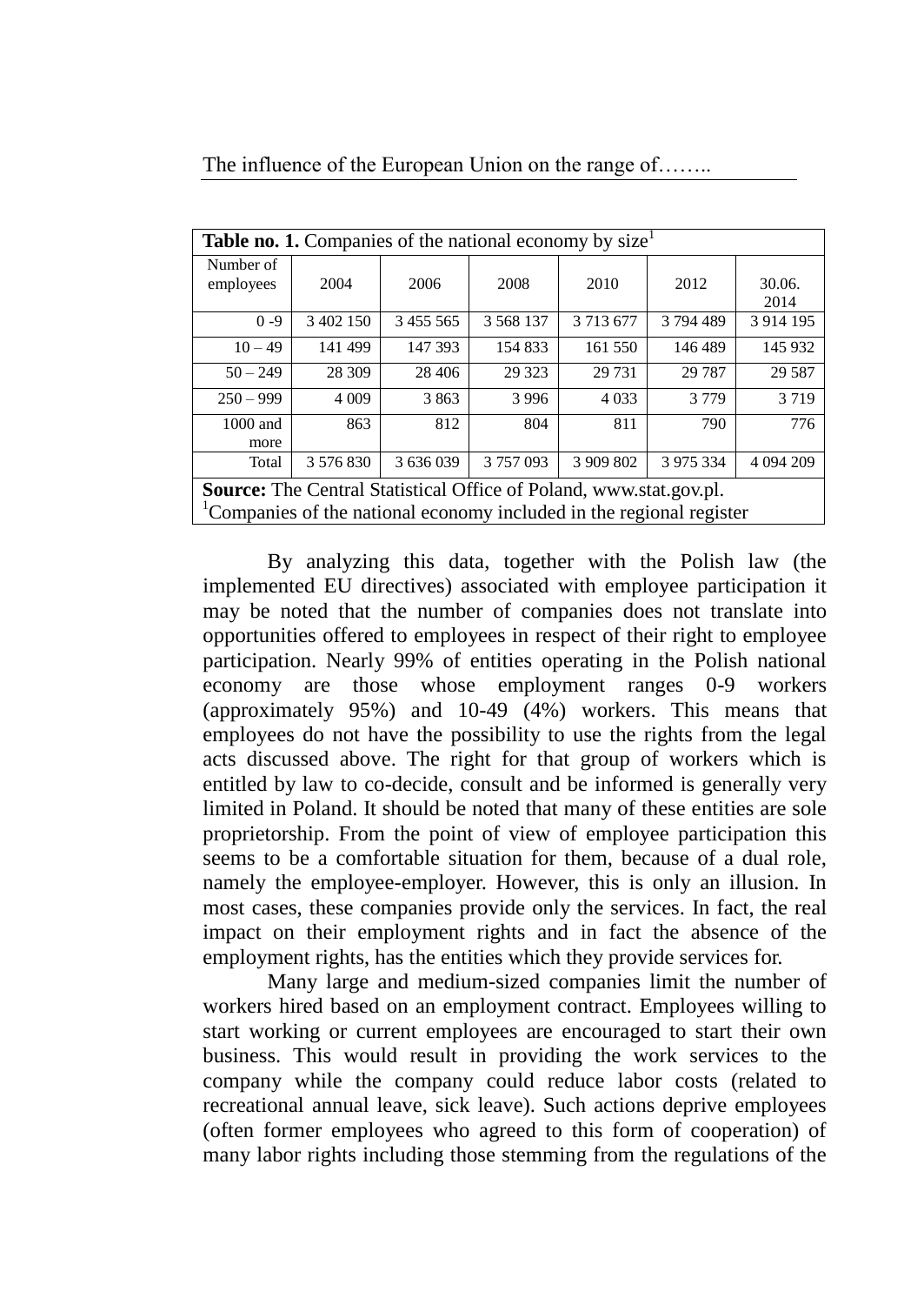**Table no. 1.** Companies of the national economy by size[1]

| Number of employees | 2004 | 2006 | 2008 | 2010 | 2012 | 30.06. 2014 |
|---|---|---|---|---|---|---|
| 0 -9 | 3 402 150 | 3 455 565 | 3 568 137 | 3 713 677 | 3 794 489 | 3 914 195 |
| 10 – 49 | 141 499 | 147 393 | 154 833 | 161 550 | 146 489 | 145 932 |
| 50 – 249 | 28 309 | 28 406 | 29 323 | 29 731 | 29 787 | 29 587 |
| 250 – 999 | 4 009 | 3 863 | 3 996 | 4 033 | 3 779 | 3 719 |
| 1000 and more | 863 | 812 | 804 | 811 | 790 | 776 |
| Total | 3 576 830 | 3 636 039 | 3 757 093 | 3 909 802 | 3 975 334 | 4 094 209 |

**Source:** The Central Statistical Office of Poland, www.stat.gov.pl.
[1]Companies of the national economy included in the regional register

By analyzing this data, together with the Polish law (the implemented EU directives) associated with employee participation it may be noted that the number of companies does not translate into opportunities offered to employees in respect of their right to employee participation. Nearly 99% of entities operating in the Polish national economy are those whose employment ranges 0-9 workers (approximately 95%) and 10-49 (4%) workers. This means that employees do not have the possibility to use the rights from the legal acts discussed above. The right for that group of workers which is entitled by law to co-decide, consult and be informed is generally very limited in Poland. It should be noted that many of these entities are sole proprietorship. From the point of view of employee participation this seems to be a comfortable situation for them, because of a dual role, namely the employee-employer. However, this is only an illusion. In most cases, these companies provide only the services. In fact, the real impact on their employment rights and in fact the absence of the employment rights, has the entities which they provide services for.

Many large and medium-sized companies limit the number of workers hired based on an employment contract. Employees willing to start working or current employees are encouraged to start their own business. This would result in providing the work services to the company while the company could reduce labor costs (related to recreational annual leave, sick leave). Such actions deprive employees (often former employees who agreed to this form of cooperation) of many labor rights including those stemming from the regulations of the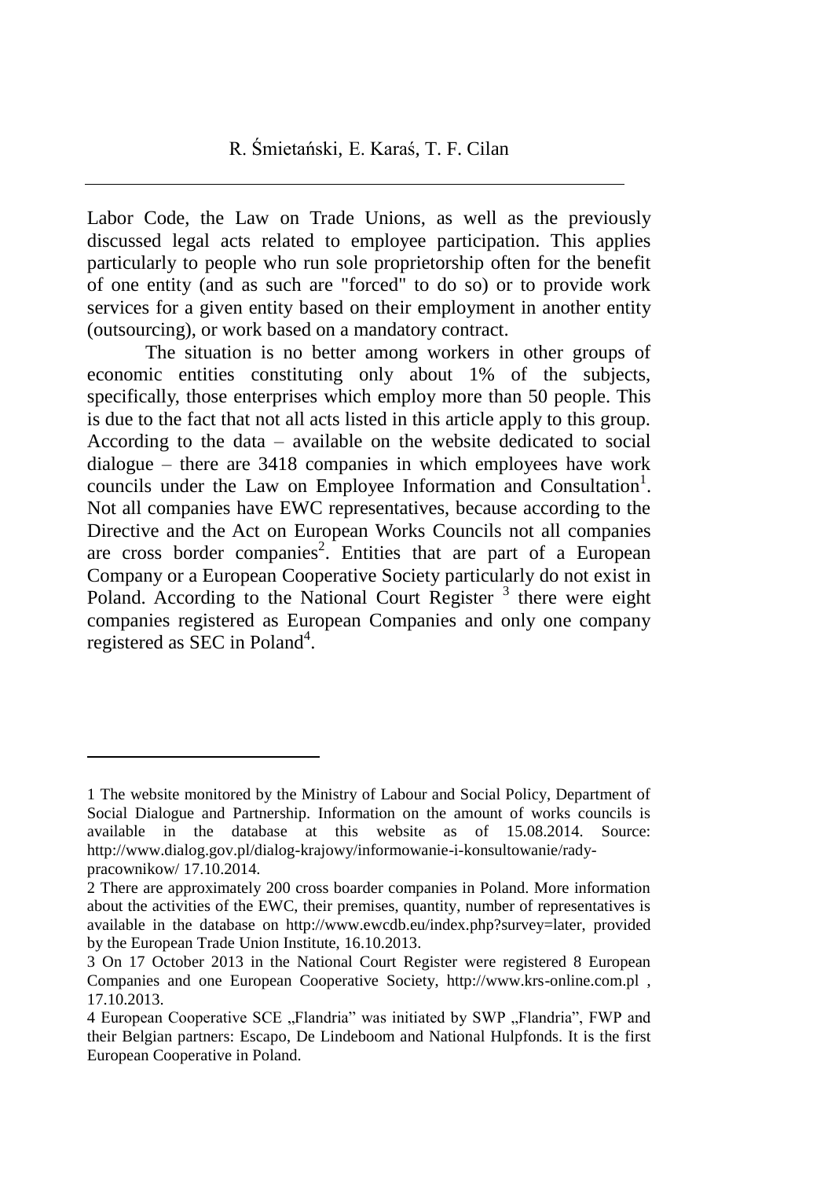Labor Code, the Law on Trade Unions, as well as the previously discussed legal acts related to employee participation. This applies particularly to people who run sole proprietorship often for the benefit of one entity (and as such are "forced" to do so) or to provide work services for a given entity based on their employment in another entity (outsourcing), or work based on a mandatory contract.

The situation is no better among workers in other groups of economic entities constituting only about 1% of the subjects, specifically, those enterprises which employ more than 50 people. This is due to the fact that not all acts listed in this article apply to this group. According to the data – available on the website dedicated to social dialogue – there are 3418 companies in which employees have work councils under the Law on Employee Information and Consultation[1]. Not all companies have EWC representatives, because according to the Directive and the Act on European Works Councils not all companies are cross border companies[2]. Entities that are part of a European Company or a European Cooperative Society particularly do not exist in Poland. According to the National Court Register [3] there were eight companies registered as European Companies and only one company registered as SEC in Poland[4].

---

1 The website monitored by the Ministry of Labour and Social Policy, Department of Social Dialogue and Partnership. Information on the amount of works councils is available in the database at this website as of 15.08.2014. Source: http://www.dialog.gov.pl/dialog-krajowy/informowanie-i-konsultowanie/rady-pracownikow/ 17.10.2014.

2 There are approximately 200 cross boarder companies in Poland. More information about the activities of the EWC, their premises, quantity, number of representatives is available in the database on http://www.ewcdb.eu/index.php?survey=later, provided by the European Trade Union Institute, 16.10.2013.

3 On 17 October 2013 in the National Court Register were registered 8 European Companies and one European Cooperative Society, http://www.krs-online.com.pl , 17.10.2013.

4 European Cooperative SCE „Flandria" was initiated by SWP „Flandria", FWP and their Belgian partners: Escapo, De Lindeboom and National Hulpfonds. It is the first European Cooperative in Poland.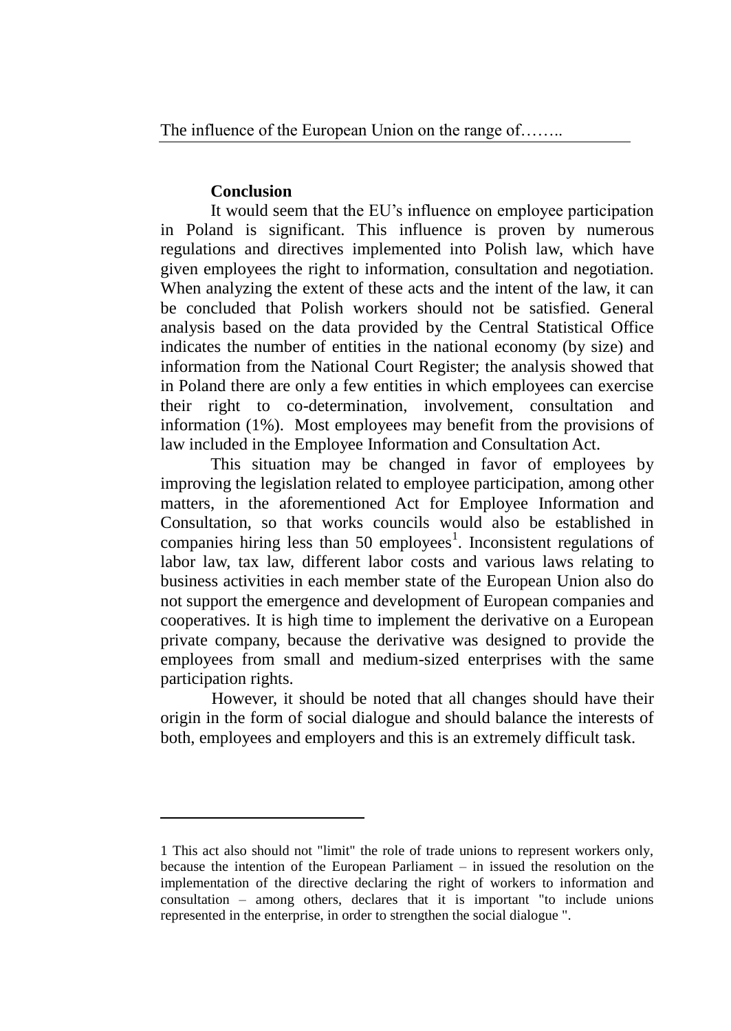### Conclusion

It would seem that the EU's influence on employee participation in Poland is significant. This influence is proven by numerous regulations and directives implemented into Polish law, which have given employees the right to information, consultation and negotiation. When analyzing the extent of these acts and the intent of the law, it can be concluded that Polish workers should not be satisfied. General analysis based on the data provided by the Central Statistical Office indicates the number of entities in the national economy (by size) and information from the National Court Register; the analysis showed that in Poland there are only a few entities in which employees can exercise their right to co-determination, involvement, consultation and information (1%). Most employees may benefit from the provisions of law included in the Employee Information and Consultation Act.

This situation may be changed in favor of employees by improving the legislation related to employee participation, among other matters, in the aforementioned Act for Employee Information and Consultation, so that works councils would also be established in companies hiring less than 50 employees[1]. Inconsistent regulations of labor law, tax law, different labor costs and various laws relating to business activities in each member state of the European Union also do not support the emergence and development of European companies and cooperatives. It is high time to implement the derivative on a European private company, because the derivative was designed to provide the employees from small and medium-sized enterprises with the same participation rights.

However, it should be noted that all changes should have their origin in the form of social dialogue and should balance the interests of both, employees and employers and this is an extremely difficult task.

---

1 This act also should not "limit" the role of trade unions to represent workers only, because the intention of the European Parliament – in issued the resolution on the implementation of the directive declaring the right of workers to information and consultation – among others, declares that it is important "to include unions represented in the enterprise, in order to strengthen the social dialogue ".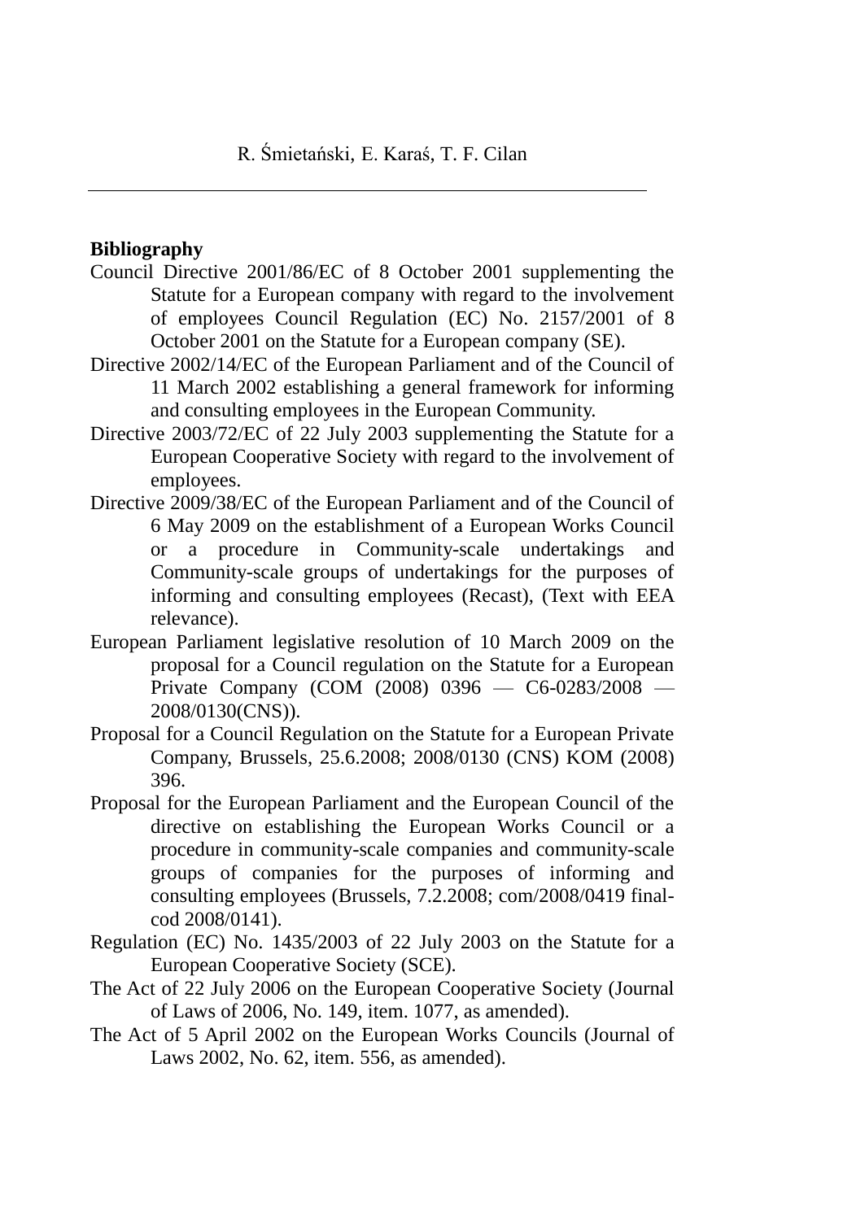**Bibliography**

Council Directive 2001/86/EC of 8 October 2001 supplementing the Statute for a European company with regard to the involvement of employees Council Regulation (EC) No. 2157/2001 of 8 October 2001 on the Statute for a European company (SE).

Directive 2002/14/EC of the European Parliament and of the Council of 11 March 2002 establishing a general framework for informing and consulting employees in the European Community.

Directive 2003/72/EC of 22 July 2003 supplementing the Statute for a European Cooperative Society with regard to the involvement of employees.

Directive 2009/38/EC of the European Parliament and of the Council of 6 May 2009 on the establishment of a European Works Council or a procedure in Community-scale undertakings and Community-scale groups of undertakings for the purposes of informing and consulting employees (Recast), (Text with EEA relevance).

European Parliament legislative resolution of 10 March 2009 on the proposal for a Council regulation on the Statute for a European Private Company (COM (2008) 0396 — C6-0283/2008 — 2008/0130(CNS)).

Proposal for a Council Regulation on the Statute for a European Private Company, Brussels, 25.6.2008; 2008/0130 (CNS) KOM (2008) 396.

Proposal for the European Parliament and the European Council of the directive on establishing the European Works Council or a procedure in community-scale companies and community-scale groups of companies for the purposes of informing and consulting employees (Brussels, 7.2.2008; com/2008/0419 final-cod 2008/0141).

Regulation (EC) No. 1435/2003 of 22 July 2003 on the Statute for a European Cooperative Society (SCE).

The Act of 22 July 2006 on the European Cooperative Society (Journal of Laws of 2006, No. 149, item. 1077, as amended).

The Act of 5 April 2002 on the European Works Councils (Journal of Laws 2002, No. 62, item. 556, as amended).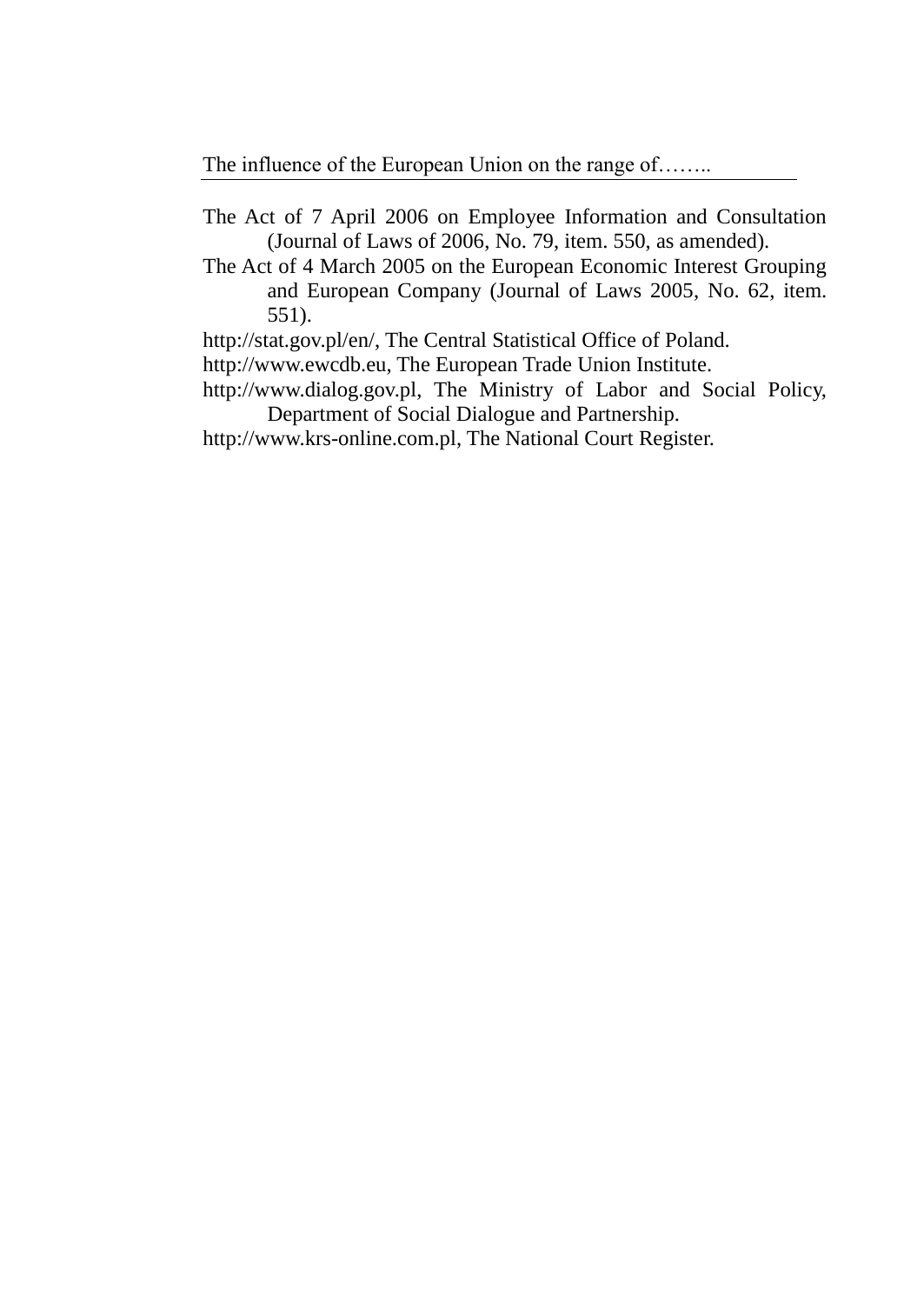The Act of 7 April 2006 on Employee Information and Consultation (Journal of Laws of 2006, No. 79, item. 550, as amended).

The Act of 4 March 2005 on the European Economic Interest Grouping and European Company (Journal of Laws 2005, No. 62, item. 551).

http://stat.gov.pl/en/, The Central Statistical Office of Poland.

http://www.ewcdb.eu, The European Trade Union Institute.

http://www.dialog.gov.pl, The Ministry of Labor and Social Policy, Department of Social Dialogue and Partnership.

http://www.krs-online.com.pl, The National Court Register.